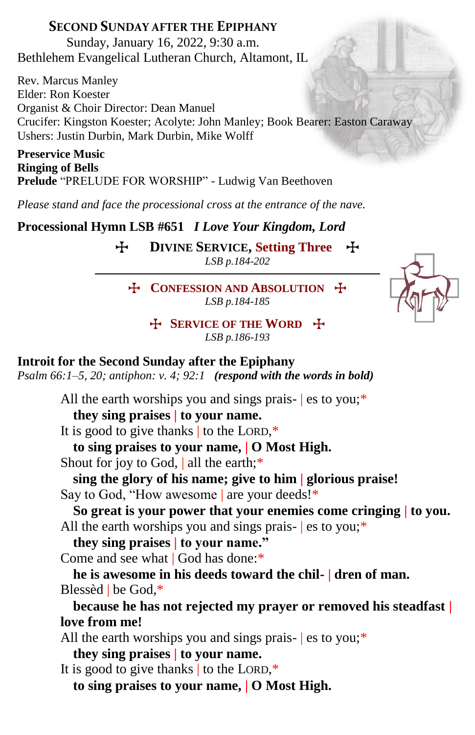# SECOND SUNDAY AFTER THE EPIPHANY

Sunday, January 16, 2022, 9:30 a.m.
Bethlehem Evangelical Lutheran Church, Altamont, IL

Rev. Marcus Manley
Elder: Ron Koester
Organist & Choir Director: Dean Manuel
Crucifer: Kingston Koester; Acolyte: John Manley; Book Bearer: Easton Caraway
Ushers: Justin Durbin, Mark Durbin, Mike Wolff

**Preservice Music**
**Ringing of Bells**
**Prelude** "PRELUDE FOR WORSHIP" - Ludwig Van Beethoven

*Please stand and face the processional cross at the entrance of the nave.*

**Processional Hymn LSB #651** ***I Love Your Kingdom, Lord***

## ☩ DIVINE SERVICE, Setting Three ☩

*LSB p.184-202*

---

## ☩ CONFESSION AND ABSOLUTION ☩

*LSB p.184-185*

## ☩ SERVICE OF THE WORD ☩

*LSB p.186-193*

**Introit for the Second Sunday after the Epiphany**
*Psalm 66:1–5, 20; antiphon: v. 4; 92:1* ***(respond with the words in bold)***

All the earth worships you and sings prais- | es to you;*
**they sing praises | to your name.**
It is good to give thanks | to the LORD,*
**to sing praises to your name, | O Most High.**
Shout for joy to God, | all the earth;*
**sing the glory of his name; give to him | glorious praise!**
Say to God, "How awesome | are your deeds!*
**So great is your power that your enemies come cringing | to you.**
All the earth worships you and sings prais- | es to you;*
**they sing praises | to your name."**
Come and see what | God has done:*
**he is awesome in his deeds toward the chil- | dren of man.**
Blessèd | be God,*
**because he has not rejected my prayer or removed his steadfast | love from me!**
All the earth worships you and sings prais- | es to you;*
**they sing praises | to your name.**
It is good to give thanks | to the LORD,*
**to sing praises to your name, | O Most High.**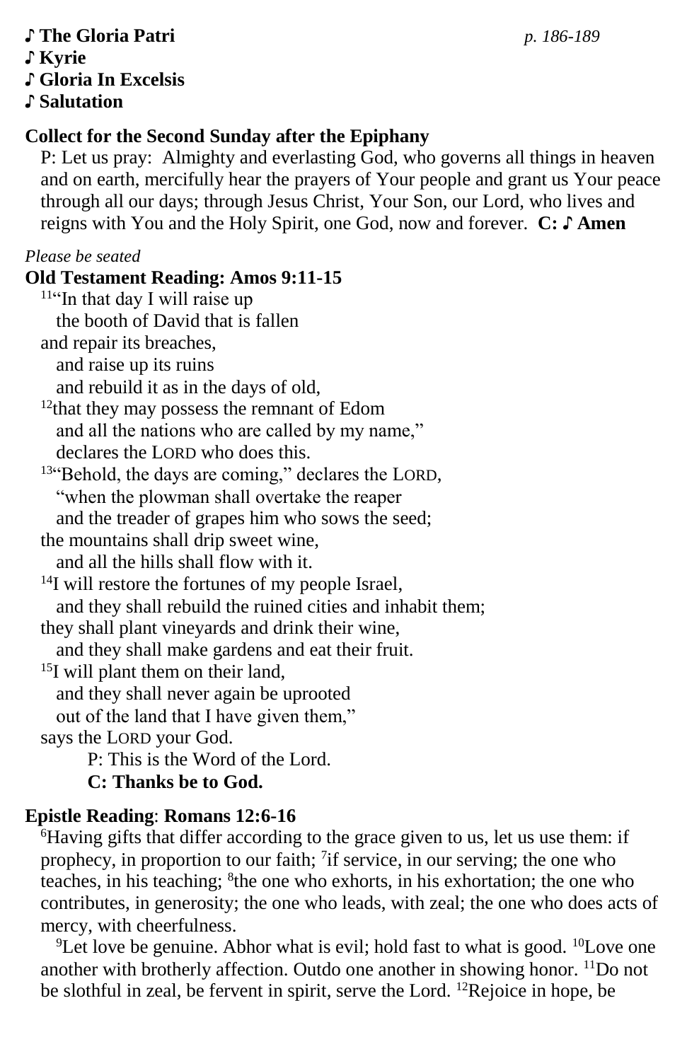**♪ The Gloria Patri** *p. 186-189*
**♪ Kyrie**
**♪ Gloria In Excelsis**
**♪ Salutation**

**Collect for the Second Sunday after the Epiphany**

P: Let us pray: Almighty and everlasting God, who governs all things in heaven and on earth, mercifully hear the prayers of Your people and grant us Your peace through all our days; through Jesus Christ, Your Son, our Lord, who lives and reigns with You and the Holy Spirit, one God, now and forever. **C: ♪ Amen**

*Please be seated*

**Old Testament Reading: Amos 9:11-15**

[11]"In that day I will raise up
the booth of David that is fallen
and repair its breaches,
and raise up its ruins
and rebuild it as in the days of old,
[12]that they may possess the remnant of Edom
and all the nations who are called by my name,"
declares the LORD who does this.
[13]"Behold, the days are coming," declares the LORD,
"when the plowman shall overtake the reaper
and the treader of grapes him who sows the seed;
the mountains shall drip sweet wine,
and all the hills shall flow with it.
[14]I will restore the fortunes of my people Israel,
and they shall rebuild the ruined cities and inhabit them;
they shall plant vineyards and drink their wine,
and they shall make gardens and eat their fruit.
[15]I will plant them on their land,
and they shall never again be uprooted
out of the land that I have given them,"
says the LORD your God.

P: This is the Word of the Lord.
**C: Thanks be to God.**

**Epistle Reading**: **Romans 12:6-16**

[6]Having gifts that differ according to the grace given to us, let us use them: if prophecy, in proportion to our faith; [7]if service, in our serving; the one who teaches, in his teaching; [8]the one who exhorts, in his exhortation; the one who contributes, in generosity; the one who leads, with zeal; the one who does acts of mercy, with cheerfulness.

[9]Let love be genuine. Abhor what is evil; hold fast to what is good. [10]Love one another with brotherly affection. Outdo one another in showing honor. [11]Do not be slothful in zeal, be fervent in spirit, serve the Lord. [12]Rejoice in hope, be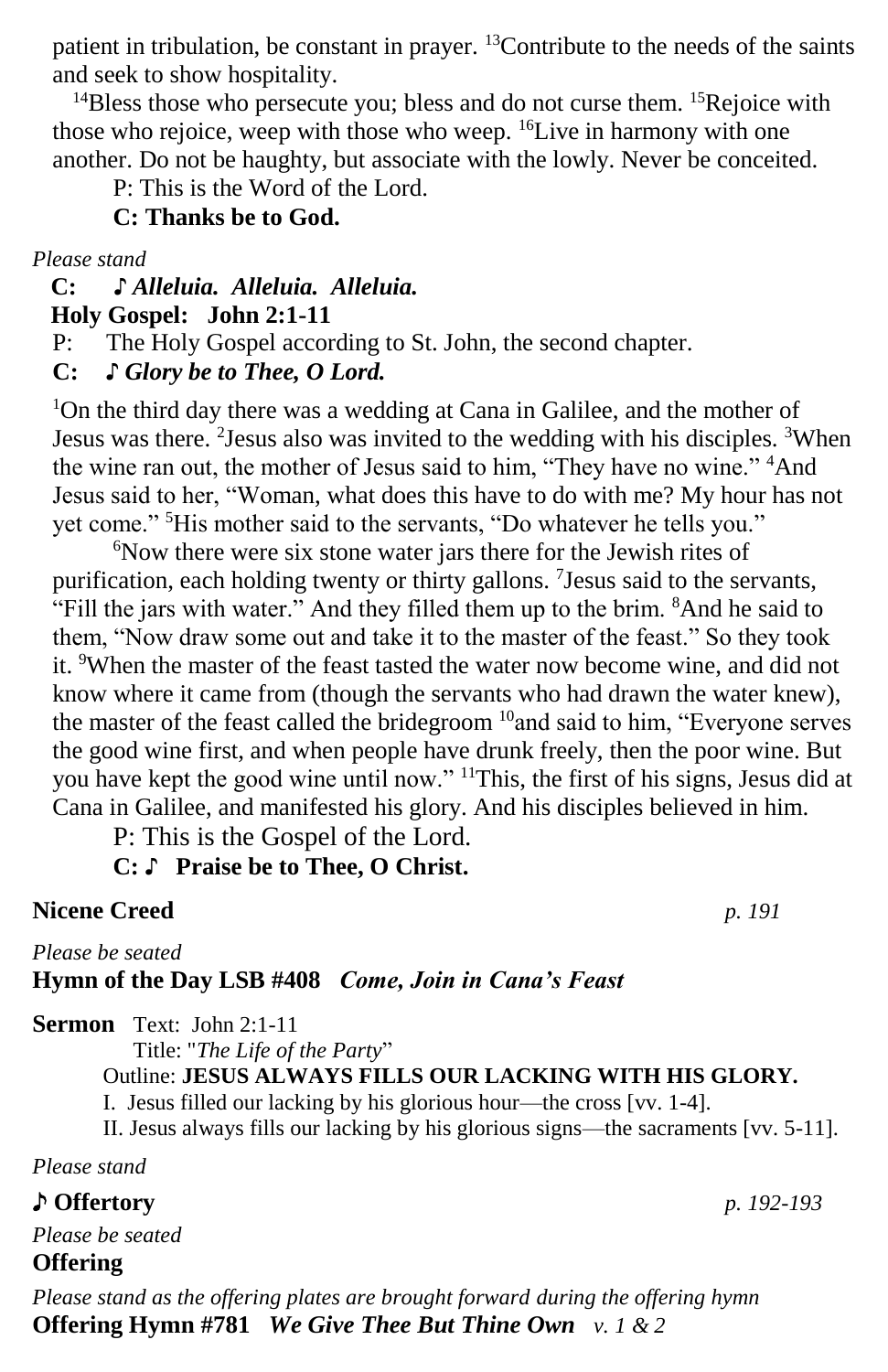patient in tribulation, be constant in prayer. [13]Contribute to the needs of the saints and seek to show hospitality.

[14]Bless those who persecute you; bless and do not curse them. [15]Rejoice with those who rejoice, weep with those who weep. [16]Live in harmony with one another. Do not be haughty, but associate with the lowly. Never be conceited.

P: This is the Word of the Lord.

**C: Thanks be to God.**

*Please stand*

**C: ♪ *Alleluia. Alleluia. Alleluia.***

**Holy Gospel: John 2:1-11**

P: The Holy Gospel according to St. John, the second chapter.

**C: ♪ *Glory be to Thee, O Lord.***

[1]On the third day there was a wedding at Cana in Galilee, and the mother of Jesus was there. [2]Jesus also was invited to the wedding with his disciples. [3]When the wine ran out, the mother of Jesus said to him, "They have no wine." [4]And Jesus said to her, "Woman, what does this have to do with me? My hour has not yet come." [5]His mother said to the servants, "Do whatever he tells you."

[6]Now there were six stone water jars there for the Jewish rites of purification, each holding twenty or thirty gallons. [7]Jesus said to the servants, "Fill the jars with water." And they filled them up to the brim. [8]And he said to them, "Now draw some out and take it to the master of the feast." So they took it. [9]When the master of the feast tasted the water now become wine, and did not know where it came from (though the servants who had drawn the water knew), the master of the feast called the bridegroom [10]and said to him, "Everyone serves the good wine first, and when people have drunk freely, then the poor wine. But you have kept the good wine until now." [11]This, the first of his signs, Jesus did at Cana in Galilee, and manifested his glory. And his disciples believed in him.

P: This is the Gospel of the Lord.

**C: ♪ Praise be to Thee, O Christ.**

**Nicene Creed** *p. 191*

*Please be seated*

**Hymn of the Day LSB #408** ***Come, Join in Cana's Feast***

**Sermon** Text: John 2:1-11

Title: "*The Life of the Party*"

Outline: **JESUS ALWAYS FILLS OUR LACKING WITH HIS GLORY.**

I. Jesus filled our lacking by his glorious hour—the cross [vv. 1-4].

II. Jesus always fills our lacking by his glorious signs—the sacraments [vv. 5-11].

*Please stand*

**♪ Offertory** *p. 192-193*

*Please be seated*

**Offering**

*Please stand as the offering plates are brought forward during the offering hymn*

**Offering Hymn #781** ***We Give Thee But Thine Own*** *v. 1 & 2*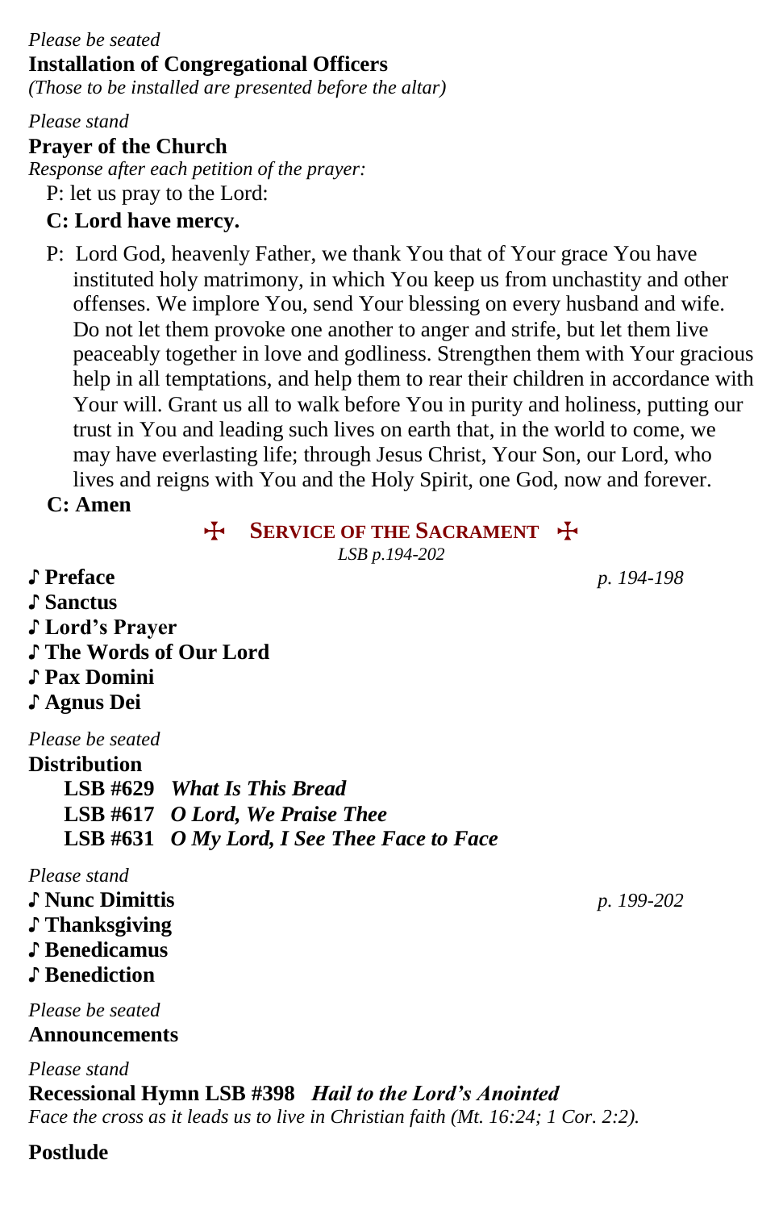*Please be seated*

**Installation of Congregational Officers**

*(Those to be installed are presented before the altar)*

*Please stand*

**Prayer of the Church**

*Response after each petition of the prayer:*

P: let us pray to the Lord:

**C: Lord have mercy.**

P: Lord God, heavenly Father, we thank You that of Your grace You have instituted holy matrimony, in which You keep us from unchastity and other offenses. We implore You, send Your blessing on every husband and wife. Do not let them provoke one another to anger and strife, but let them live peaceably together in love and godliness. Strengthen them with Your gracious help in all temptations, and help them to rear their children in accordance with Your will. Grant us all to walk before You in purity and holiness, putting our trust in You and leading such lives on earth that, in the world to come, we may have everlasting life; through Jesus Christ, Your Son, our Lord, who lives and reigns with You and the Holy Spirit, one God, now and forever.

**C: Amen**

## ✠ SERVICE OF THE SACRAMENT ✠

*LSB p.194-202*

**♪ Preface** *p. 194-198*

**♪ Sanctus**

**♪ Lord's Prayer**

**♪ The Words of Our Lord**

**♪ Pax Domini**

**♪ Agnus Dei**

*Please be seated*

**Distribution**

**LSB #629** ***What Is This Bread***

**LSB #617** ***O Lord, We Praise Thee***

**LSB #631** ***O My Lord, I See Thee Face to Face***

*Please stand*

**♪ Nunc Dimittis** *p. 199-202*

**♪ Thanksgiving**

**♪ Benedicamus**

**♪ Benediction**

*Please be seated*

**Announcements**

*Please stand*

**Recessional Hymn LSB #398** ***Hail to the Lord's Anointed***

*Face the cross as it leads us to live in Christian faith (Mt. 16:24; 1 Cor. 2:2).*

**Postlude**